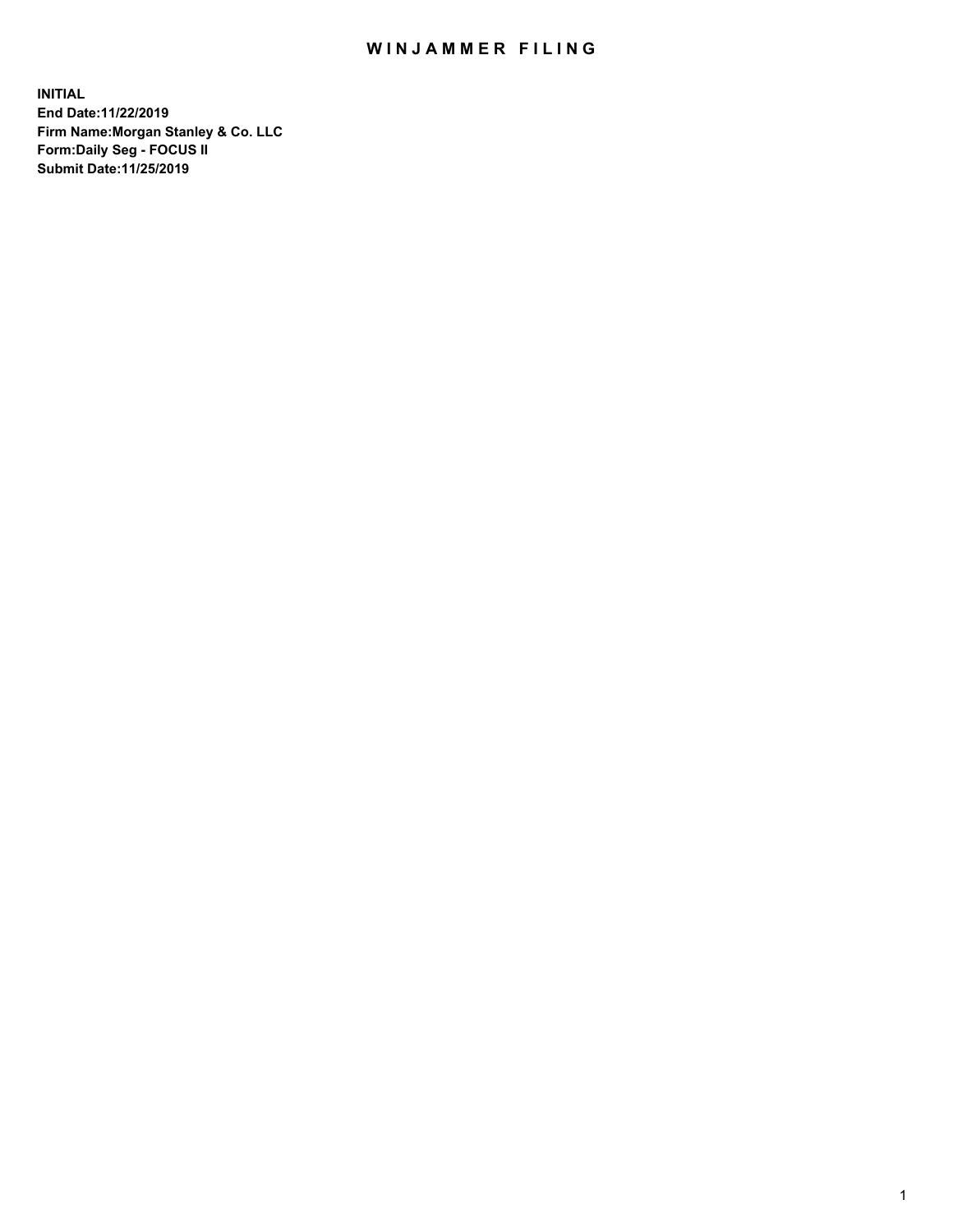# WINJAMMER FILING

**INITIAL**
**End Date:11/22/2019**
**Firm Name:Morgan Stanley & Co. LLC**
**Form:Daily Seg - FOCUS II**
**Submit Date:11/25/2019**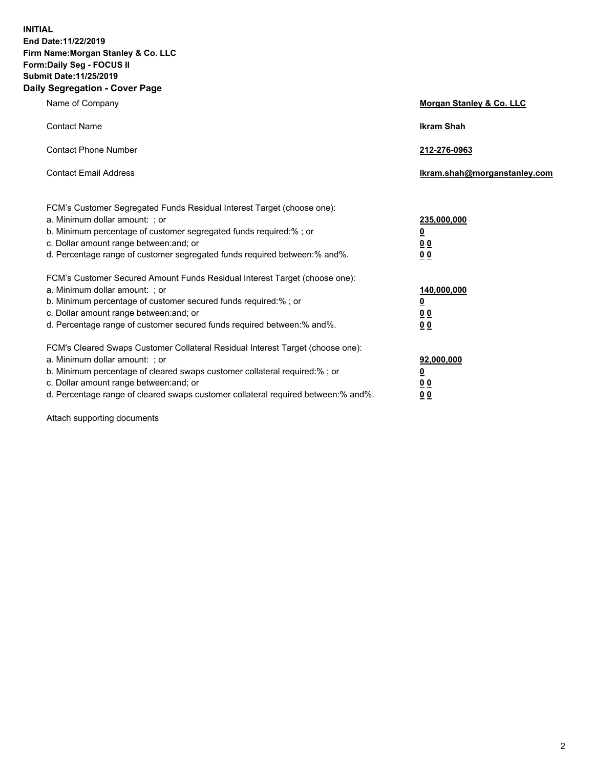**INITIAL**
**End Date:11/22/2019**
**Firm Name:Morgan Stanley & Co. LLC**
**Form:Daily Seg - FOCUS II**
**Submit Date:11/25/2019**
**Daily Segregation - Cover Page**

| | |
|---|---|
| Name of Company | **Morgan Stanley & Co. LLC** |
| Contact Name | **Ikram Shah** |
| Contact Phone Number | **212-276-0963** |
| Contact Email Address | **Ikram.shah@morganstanley.com** |

| | |
|---|---|
| FCM's Customer Segregated Funds Residual Interest Target (choose one): | |
| a. Minimum dollar amount: ; or | **235,000,000** |
| b. Minimum percentage of customer segregated funds required:% ; or | **0** |
| c. Dollar amount range between:and; or | **0 0** |
| d. Percentage range of customer segregated funds required between:% and%. | **0 0** |
| FCM's Customer Secured Amount Funds Residual Interest Target (choose one): | |
| a. Minimum dollar amount: ; or | **140,000,000** |
| b. Minimum percentage of customer secured funds required:% ; or | **0** |
| c. Dollar amount range between:and; or | **0 0** |
| d. Percentage range of customer secured funds required between:% and%. | **0 0** |
| FCM's Cleared Swaps Customer Collateral Residual Interest Target (choose one): | |
| a. Minimum dollar amount: ; or | **92,000,000** |
| b. Minimum percentage of cleared swaps customer collateral required:% ; or | **0** |
| c. Dollar amount range between:and; or | **0 0** |
| d. Percentage range of cleared swaps customer collateral required between:% and%. | **0 0** |

Attach supporting documents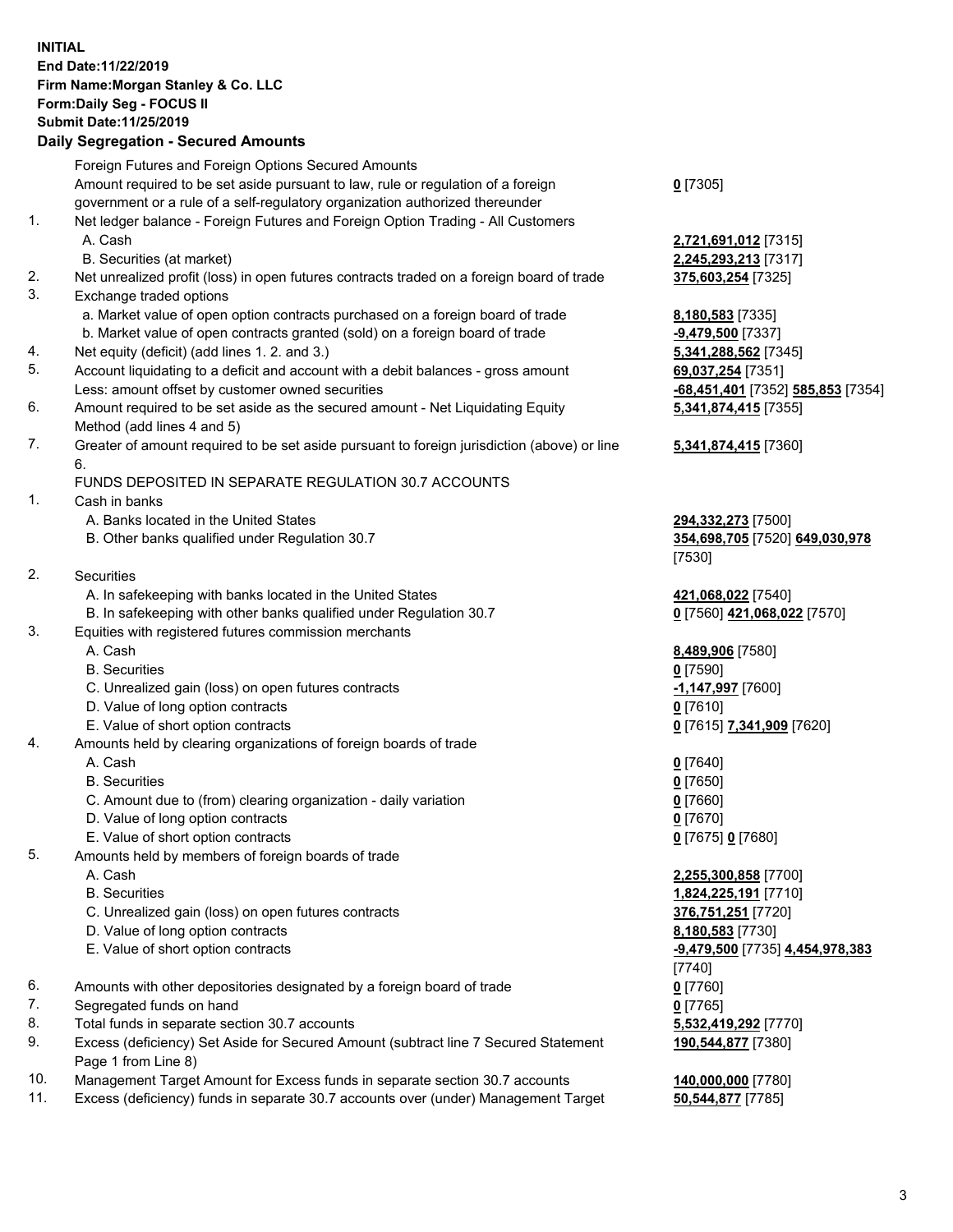**INITIAL**
**End Date:11/22/2019**
**Firm Name:Morgan Stanley & Co. LLC**
**Form:Daily Seg - FOCUS II**
**Submit Date:11/25/2019**

## Daily Segregation - Secured Amounts

| | | |
|---|---|---|
| | Foreign Futures and Foreign Options Secured Amounts | |
| | Amount required to be set aside pursuant to law, rule or regulation of a foreign government or a rule of a self-regulatory organization authorized thereunder | **0** [7305] |
| 1. | Net ledger balance - Foreign Futures and Foreign Option Trading - All Customers | |
| | A. Cash | **2,721,691,012** [7315] |
| | B. Securities (at market) | **2,245,293,213** [7317] |
| 2. | Net unrealized profit (loss) in open futures contracts traded on a foreign board of trade | **375,603,254** [7325] |
| 3. | Exchange traded options | |
| | a. Market value of open option contracts purchased on a foreign board of trade | **8,180,583** [7335] |
| | b. Market value of open contracts granted (sold) on a foreign board of trade | **-9,479,500** [7337] |
| 4. | Net equity (deficit) (add lines 1. 2. and 3.) | **5,341,288,562** [7345] |
| 5. | Account liquidating to a deficit and account with a debit balances - gross amount | **69,037,254** [7351] |
| | Less: amount offset by customer owned securities | **-68,451,401** [7352] **585,853** [7354] |
| 6. | Amount required to be set aside as the secured amount - Net Liquidating Equity Method (add lines 4 and 5) | **5,341,874,415** [7355] |
| 7. | Greater of amount required to be set aside pursuant to foreign jurisdiction (above) or line 6. | **5,341,874,415** [7360] |
| | FUNDS DEPOSITED IN SEPARATE REGULATION 30.7 ACCOUNTS | |
| 1. | Cash in banks | |
| | A. Banks located in the United States | **294,332,273** [7500] |
| | B. Other banks qualified under Regulation 30.7 | **354,698,705** [7520] **649,030,978** [7530] |
| 2. | Securities | |
| | A. In safekeeping with banks located in the United States | **421,068,022** [7540] |
| | B. In safekeeping with other banks qualified under Regulation 30.7 | **0** [7560] **421,068,022** [7570] |
| 3. | Equities with registered futures commission merchants | |
| | A. Cash | **8,489,906** [7580] |
| | B. Securities | **0** [7590] |
| | C. Unrealized gain (loss) on open futures contracts | **-1,147,997** [7600] |
| | D. Value of long option contracts | **0** [7610] |
| | E. Value of short option contracts | **0** [7615] **7,341,909** [7620] |
| 4. | Amounts held by clearing organizations of foreign boards of trade | |
| | A. Cash | **0** [7640] |
| | B. Securities | **0** [7650] |
| | C. Amount due to (from) clearing organization - daily variation | **0** [7660] |
| | D. Value of long option contracts | **0** [7670] |
| | E. Value of short option contracts | **0** [7675] **0** [7680] |
| 5. | Amounts held by members of foreign boards of trade | |
| | A. Cash | **2,255,300,858** [7700] |
| | B. Securities | **1,824,225,191** [7710] |
| | C. Unrealized gain (loss) on open futures contracts | **376,751,251** [7720] |
| | D. Value of long option contracts | **8,180,583** [7730] |
| | E. Value of short option contracts | **-9,479,500** [7735] **4,454,978,383** [7740] |
| 6. | Amounts with other depositories designated by a foreign board of trade | **0** [7760] |
| 7. | Segregated funds on hand | **0** [7765] |
| 8. | Total funds in separate section 30.7 accounts | **5,532,419,292** [7770] |
| 9. | Excess (deficiency) Set Aside for Secured Amount (subtract line 7 Secured Statement Page 1 from Line 8) | **190,544,877** [7380] |
| 10. | Management Target Amount for Excess funds in separate section 30.7 accounts | **140,000,000** [7780] |
| 11. | Excess (deficiency) funds in separate 30.7 accounts over (under) Management Target | **50,544,877** [7785] |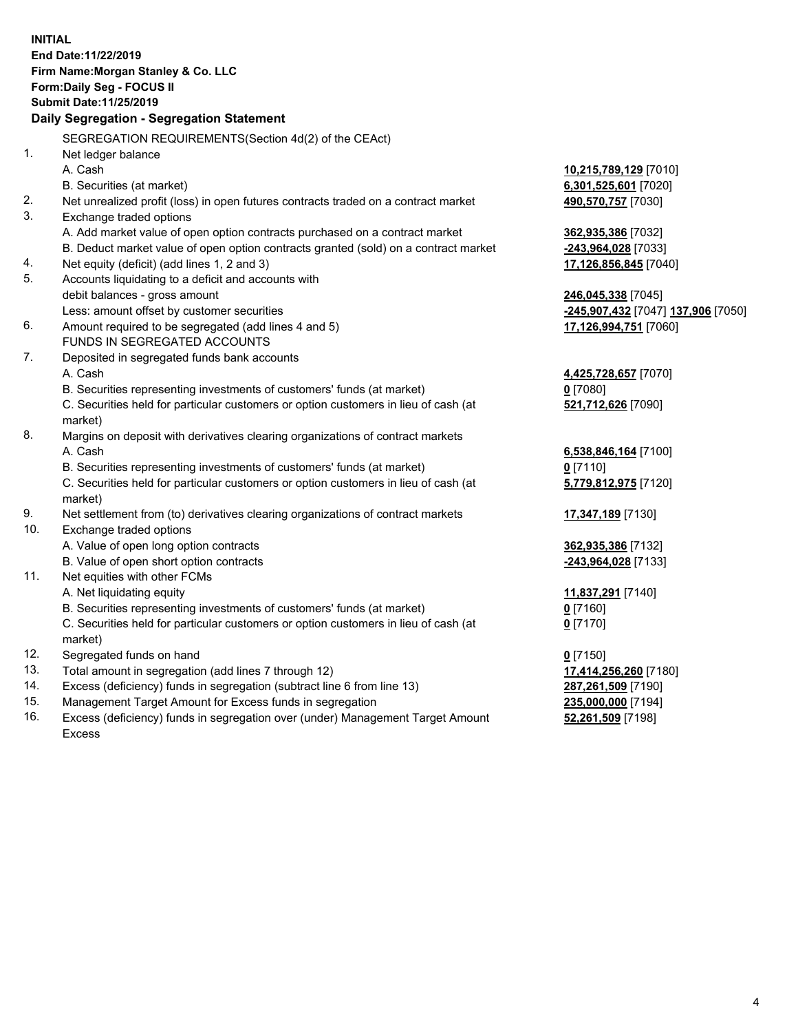**INITIAL**
**End Date:11/22/2019**
**Firm Name:Morgan Stanley & Co. LLC**
**Form:Daily Seg - FOCUS II**
**Submit Date:11/25/2019**

**Daily Segregation - Segregation Statement**

SEGREGATION REQUIREMENTS(Section 4d(2) of the CEAct)

| | | |
|---|---|---|
| 1. | Net ledger balance | |
| | A. Cash | **10,215,789,129** [7010] |
| | B. Securities (at market) | **6,301,525,601** [7020] |
| 2. | Net unrealized profit (loss) in open futures contracts traded on a contract market | **490,570,757** [7030] |
| 3. | Exchange traded options | |
| | A. Add market value of open option contracts purchased on a contract market | **362,935,386** [7032] |
| | B. Deduct market value of open option contracts granted (sold) on a contract market | **-243,964,028** [7033] |
| 4. | Net equity (deficit) (add lines 1, 2 and 3) | **17,126,856,845** [7040] |
| 5. | Accounts liquidating to a deficit and accounts with | |
| | debit balances - gross amount | **246,045,338** [7045] |
| | Less: amount offset by customer securities | **-245,907,432** [7047] **137,906** [7050] |
| 6. | Amount required to be segregated (add lines 4 and 5) | **17,126,994,751** [7060] |
| | FUNDS IN SEGREGATED ACCOUNTS | |
| 7. | Deposited in segregated funds bank accounts | |
| | A. Cash | **4,425,728,657** [7070] |
| | B. Securities representing investments of customers' funds (at market) | **0** [7080] |
| | C. Securities held for particular customers or option customers in lieu of cash (at market) | **521,712,626** [7090] |
| 8. | Margins on deposit with derivatives clearing organizations of contract markets | |
| | A. Cash | **6,538,846,164** [7100] |
| | B. Securities representing investments of customers' funds (at market) | **0** [7110] |
| | C. Securities held for particular customers or option customers in lieu of cash (at market) | **5,779,812,975** [7120] |
| 9. | Net settlement from (to) derivatives clearing organizations of contract markets | **17,347,189** [7130] |
| 10. | Exchange traded options | |
| | A. Value of open long option contracts | **362,935,386** [7132] |
| | B. Value of open short option contracts | **-243,964,028** [7133] |
| 11. | Net equities with other FCMs | |
| | A. Net liquidating equity | **11,837,291** [7140] |
| | B. Securities representing investments of customers' funds (at market) | **0** [7160] |
| | C. Securities held for particular customers or option customers in lieu of cash (at market) | **0** [7170] |
| 12. | Segregated funds on hand | **0** [7150] |
| 13. | Total amount in segregation (add lines 7 through 12) | **17,414,256,260** [7180] |
| 14. | Excess (deficiency) funds in segregation (subtract line 6 from line 13) | **287,261,509** [7190] |
| 15. | Management Target Amount for Excess funds in segregation | **235,000,000** [7194] |
| 16. | Excess (deficiency) funds in segregation over (under) Management Target Amount Excess | **52,261,509** [7198] |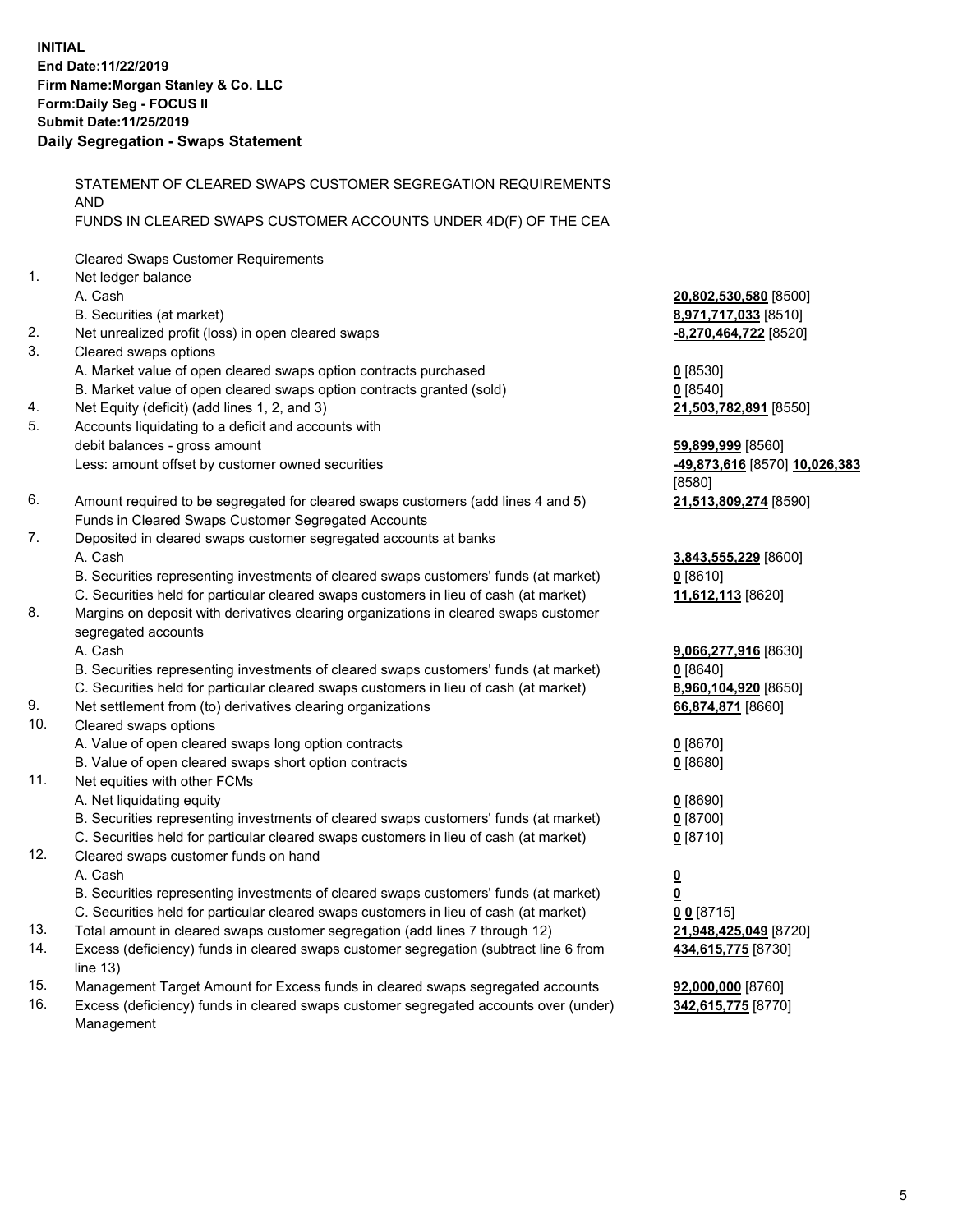**INITIAL**
**End Date:11/22/2019**
**Firm Name:Morgan Stanley & Co. LLC**
**Form:Daily Seg - FOCUS II**
**Submit Date:11/25/2019**
**Daily Segregation - Swaps Statement**

STATEMENT OF CLEARED SWAPS CUSTOMER SEGREGATION REQUIREMENTS AND FUNDS IN CLEARED SWAPS CUSTOMER ACCOUNTS UNDER 4D(F) OF THE CEA

| | | |
|---|---|---|
| | Cleared Swaps Customer Requirements | |
| 1. | Net ledger balance | |
| | A. Cash | **20,802,530,580** [8500] |
| | B. Securities (at market) | **8,971,717,033** [8510] |
| 2. | Net unrealized profit (loss) in open cleared swaps | **-8,270,464,722** [8520] |
| 3. | Cleared swaps options | |
| | A. Market value of open cleared swaps option contracts purchased | **0** [8530] |
| | B. Market value of open cleared swaps option contracts granted (sold) | **0** [8540] |
| 4. | Net Equity (deficit) (add lines 1, 2, and 3) | **21,503,782,891** [8550] |
| 5. | Accounts liquidating to a deficit and accounts with debit balances - gross amount | **59,899,999** [8560] |
| | Less: amount offset by customer owned securities | **-49,873,616** [8570] **10,026,383** [8580] |
| 6. | Amount required to be segregated for cleared swaps customers (add lines 4 and 5) | **21,513,809,274** [8590] |
| | Funds in Cleared Swaps Customer Segregated Accounts | |
| 7. | Deposited in cleared swaps customer segregated accounts at banks | |
| | A. Cash | **3,843,555,229** [8600] |
| | B. Securities representing investments of cleared swaps customers' funds (at market) | **0** [8610] |
| | C. Securities held for particular cleared swaps customers in lieu of cash (at market) | **11,612,113** [8620] |
| 8. | Margins on deposit with derivatives clearing organizations in cleared swaps customer segregated accounts | |
| | A. Cash | **9,066,277,916** [8630] |
| | B. Securities representing investments of cleared swaps customers' funds (at market) | **0** [8640] |
| | C. Securities held for particular cleared swaps customers in lieu of cash (at market) | **8,960,104,920** [8650] |
| 9. | Net settlement from (to) derivatives clearing organizations | **66,874,871** [8660] |
| 10. | Cleared swaps options | |
| | A. Value of open cleared swaps long option contracts | **0** [8670] |
| | B. Value of open cleared swaps short option contracts | **0** [8680] |
| 11. | Net equities with other FCMs | |
| | A. Net liquidating equity | **0** [8690] |
| | B. Securities representing investments of cleared swaps customers' funds (at market) | **0** [8700] |
| | C. Securities held for particular cleared swaps customers in lieu of cash (at market) | **0** [8710] |
| 12. | Cleared swaps customer funds on hand | |
| | A. Cash | **0** |
| | B. Securities representing investments of cleared swaps customers' funds (at market) | **0** |
| | C. Securities held for particular cleared swaps customers in lieu of cash (at market) | **0** **0** [8715] |
| 13. | Total amount in cleared swaps customer segregation (add lines 7 through 12) | **21,948,425,049** [8720] |
| 14. | Excess (deficiency) funds in cleared swaps customer segregation (subtract line 6 from line 13) | **434,615,775** [8730] |
| 15. | Management Target Amount for Excess funds in cleared swaps segregated accounts | **92,000,000** [8760] |
| 16. | Excess (deficiency) funds in cleared swaps customer segregated accounts over (under) Management | **342,615,775** [8770] |